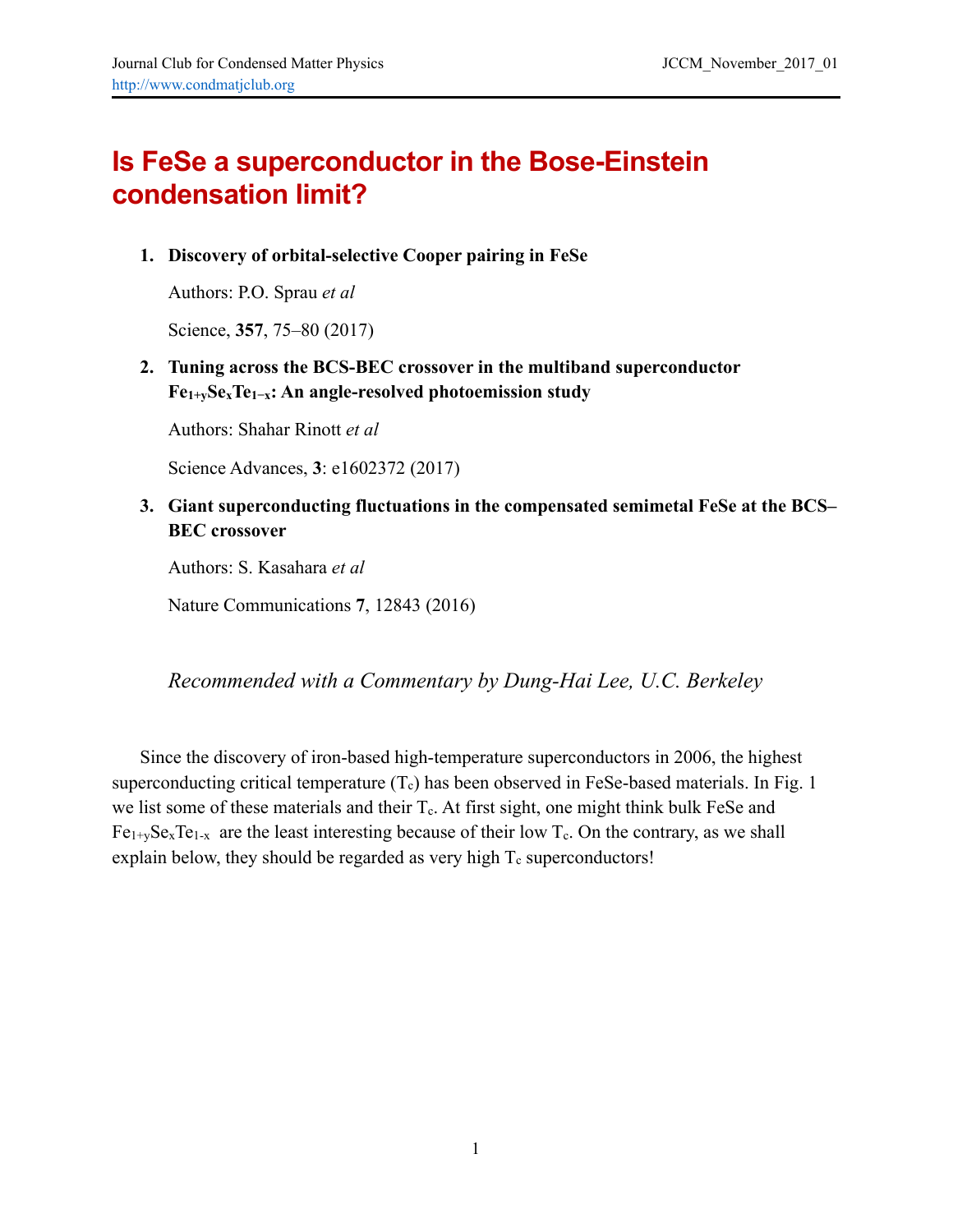# Is FeSe a superconductor in the Bose-Einstein condensation limit?

1. **Discovery of orbital-selective Cooper pairing in FeSe**

   Authors: P.O. Sprau *et al*

   Science, **357**, 75–80 (2017)

2. **Tuning across the BCS-BEC crossover in the multiband superconductor $Fe_{1+y}Se_xTe_{1-x}$: An angle-resolved photoemission study**

   Authors: Shahar Rinott *et al*

   Science Advances, **3**: e1602372 (2017)

3. **Giant superconducting fluctuations in the compensated semimetal FeSe at the BCS–BEC crossover**

   Authors: S. Kasahara *et al*

   Nature Communications **7**, 12843 (2016)

*Recommended with a Commentary by Dung-Hai Lee, U.C. Berkeley*

Since the discovery of iron-based high-temperature superconductors in 2006, the highest superconducting critical temperature ($T_c$) has been observed in FeSe-based materials. In Fig. 1 we list some of these materials and their $T_c$. At first sight, one might think bulk FeSe and $Fe_{1+y}Se_xTe_{1-x}$ are the least interesting because of their low $T_c$. On the contrary, as we shall explain below, they should be regarded as very high $T_c$ superconductors!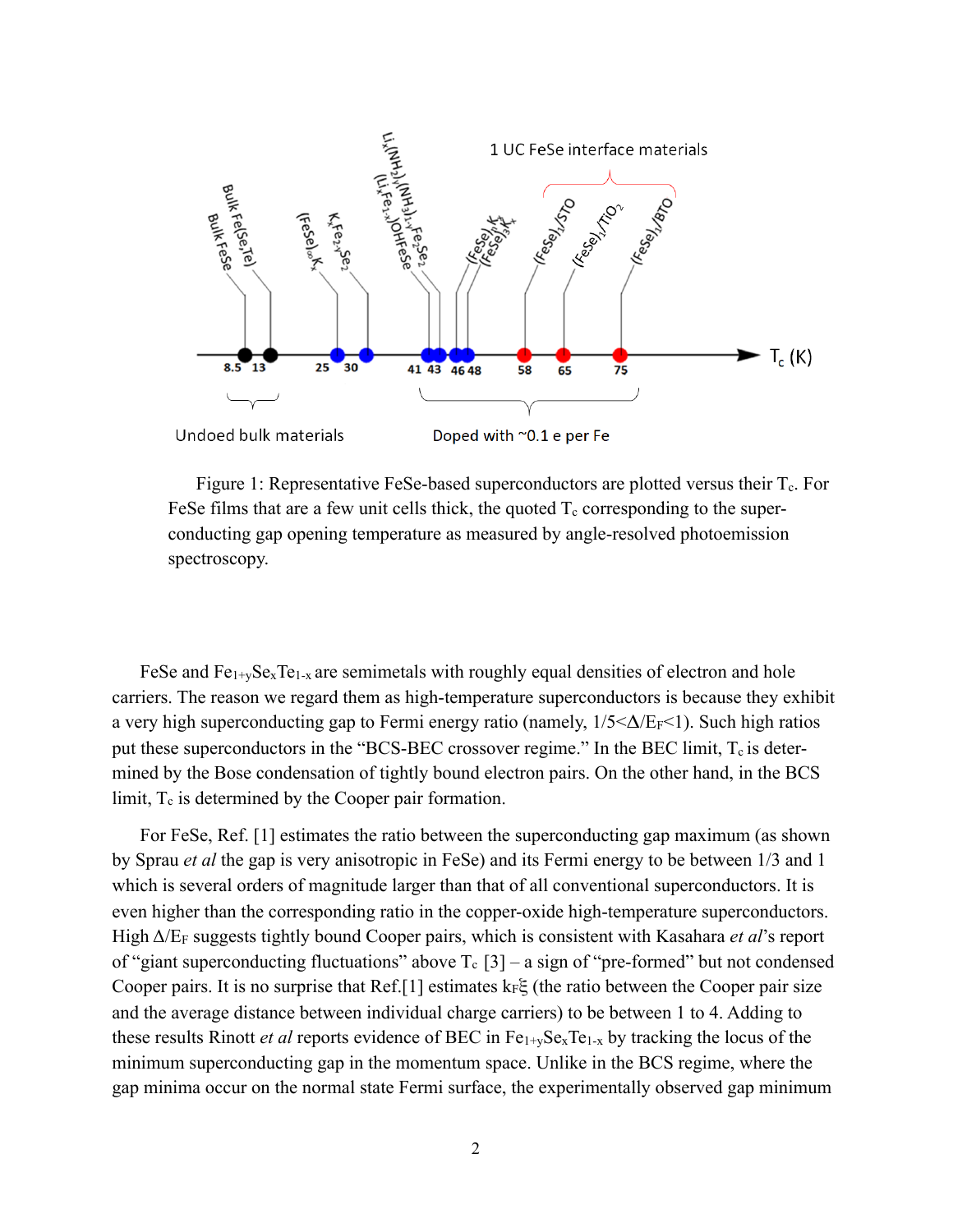Figure 1: Representative FeSe-based superconductors are plotted versus their $T_c$. For FeSe films that are a few unit cells thick, the quoted $T_c$ corresponding to the superconducting gap opening temperature as measured by angle-resolved photoemission spectroscopy.

FeSe and $Fe_{1+y}Se_xTe_{1-x}$ are semimetals with roughly equal densities of electron and hole carriers. The reason we regard them as high-temperature superconductors is because they exhibit a very high superconducting gap to Fermi energy ratio (namely, $1/5<\Delta/E_F<1$). Such high ratios put these superconductors in the "BCS-BEC crossover regime." In the BEC limit, $T_c$ is determined by the Bose condensation of tightly bound electron pairs. On the other hand, in the BCS limit, $T_c$ is determined by the Cooper pair formation.

For FeSe, Ref. [1] estimates the ratio between the superconducting gap maximum (as shown by Sprau *et al* the gap is very anisotropic in FeSe) and its Fermi energy to be between 1/3 and 1 which is several orders of magnitude larger than that of all conventional superconductors. It is even higher than the corresponding ratio in the copper-oxide high-temperature superconductors. High $\Delta/E_F$ suggests tightly bound Cooper pairs, which is consistent with Kasahara *et al*'s report of "giant superconducting fluctuations" above $T_c$ [3] – a sign of "pre-formed" but not condensed Cooper pairs. It is no surprise that Ref.[1] estimates $k_F\xi$ (the ratio between the Cooper pair size and the average distance between individual charge carriers) to be between 1 to 4. Adding to these results Rinott *et al* reports evidence of BEC in $Fe_{1+y}Se_xTe_{1-x}$ by tracking the locus of the minimum superconducting gap in the momentum space. Unlike in the BCS regime, where the gap minima occur on the normal state Fermi surface, the experimentally observed gap minimum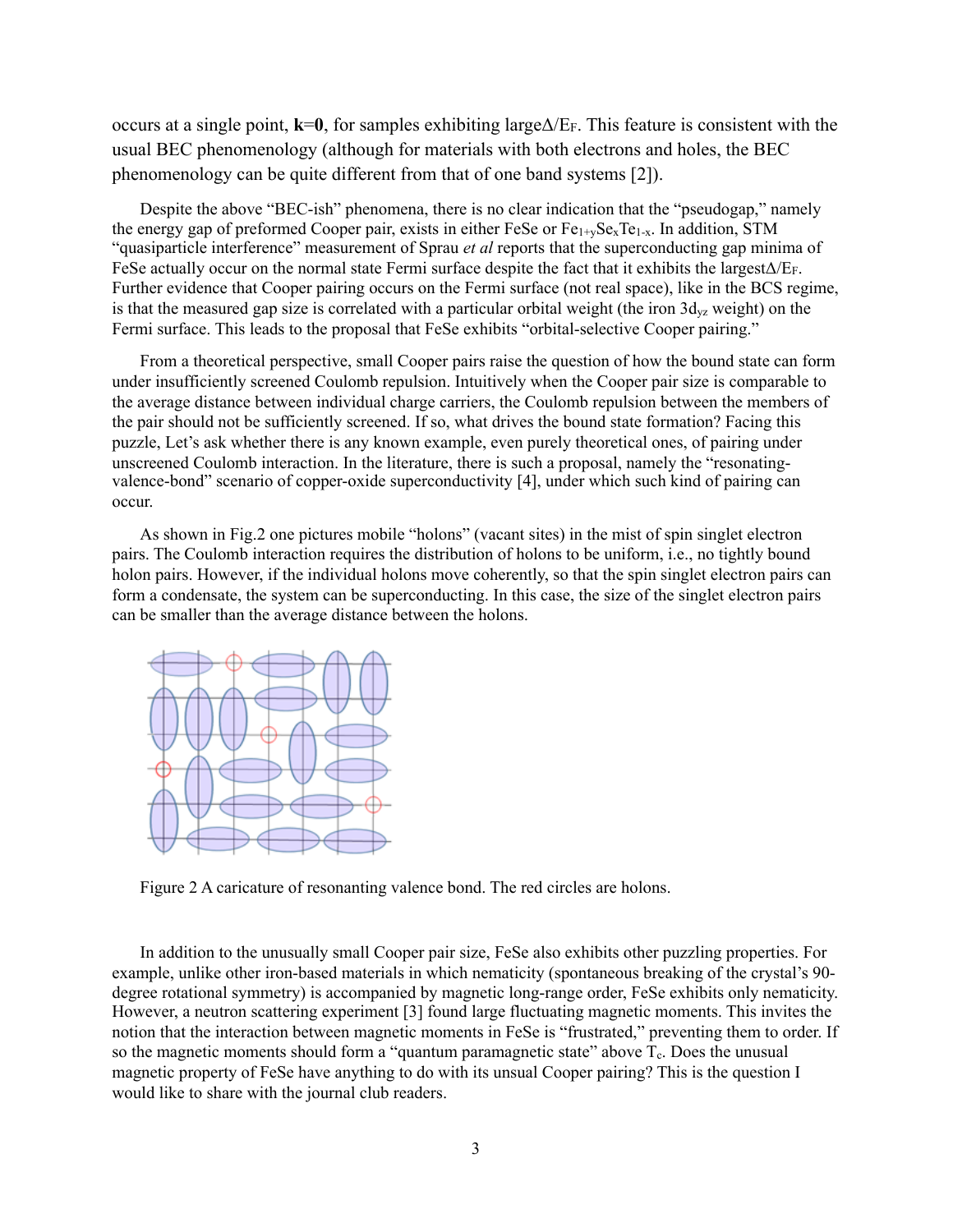occurs at a single point, **k**=**0**, for samples exhibiting large$\Delta/E_F$. This feature is consistent with the usual BEC phenomenology (although for materials with both electrons and holes, the BEC phenomenology can be quite different from that of one band systems [2]).

Despite the above "BEC-ish" phenomena, there is no clear indication that the "pseudogap," namely the energy gap of preformed Cooper pair, exists in either FeSe or $Fe_{1+y}Se_xTe_{1-x}$. In addition, STM "quasiparticle interference" measurement of Sprau *et al* reports that the superconducting gap minima of FeSe actually occur on the normal state Fermi surface despite the fact that it exhibits the largest$\Delta/E_F$. Further evidence that Cooper pairing occurs on the Fermi surface (not real space), like in the BCS regime, is that the measured gap size is correlated with a particular orbital weight (the iron $3d_{yz}$ weight) on the Fermi surface. This leads to the proposal that FeSe exhibits "orbital-selective Cooper pairing."

From a theoretical perspective, small Cooper pairs raise the question of how the bound state can form under insufficiently screened Coulomb repulsion. Intuitively when the Cooper pair size is comparable to the average distance between individual charge carriers, the Coulomb repulsion between the members of the pair should not be sufficiently screened. If so, what drives the bound state formation? Facing this puzzle, Let's ask whether there is any known example, even purely theoretical ones, of pairing under unscreened Coulomb interaction. In the literature, there is such a proposal, namely the "resonating-valence-bond" scenario of copper-oxide superconductivity [4], under which such kind of pairing can occur.

As shown in Fig.2 one pictures mobile "holons" (vacant sites) in the mist of spin singlet electron pairs. The Coulomb interaction requires the distribution of holons to be uniform, i.e., no tightly bound holon pairs. However, if the individual holons move coherently, so that the spin singlet electron pairs can form a condensate, the system can be superconducting. In this case, the size of the singlet electron pairs can be smaller than the average distance between the holons.

Figure 2 A caricature of resonanting valence bond. The red circles are holons.

In addition to the unusually small Cooper pair size, FeSe also exhibits other puzzling properties. For example, unlike other iron-based materials in which nematicity (spontaneous breaking of the crystal's 90-degree rotational symmetry) is accompanied by magnetic long-range order, FeSe exhibits only nematicity. However, a neutron scattering experiment [3] found large fluctuating magnetic moments. This invites the notion that the interaction between magnetic moments in FeSe is "frustrated," preventing them to order. If so the magnetic moments should form a "quantum paramagnetic state" above $T_c$. Does the unusual magnetic property of FeSe have anything to do with its unsual Cooper pairing? This is the question I would like to share with the journal club readers.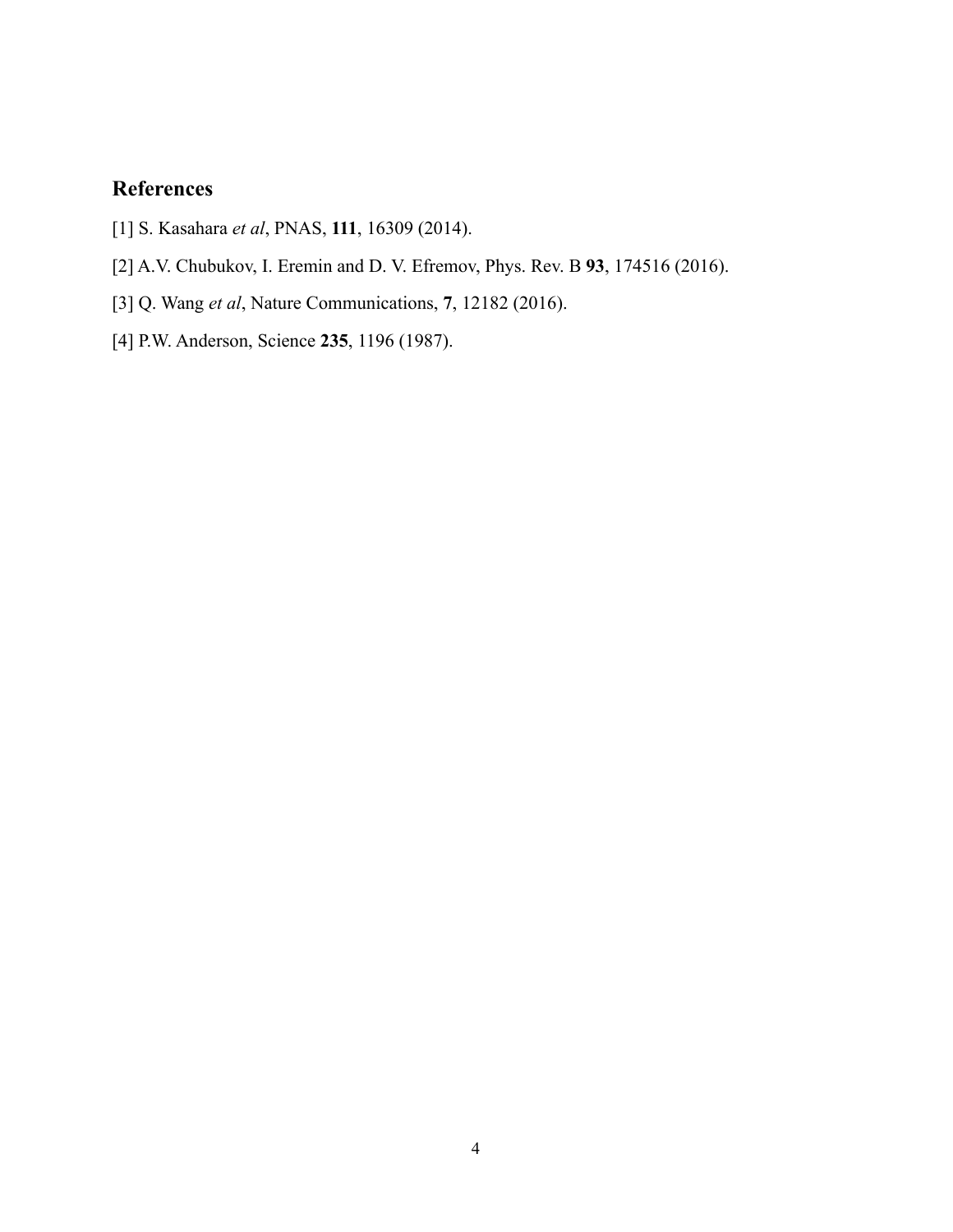## References

[1] S. Kasahara *et al*, PNAS, **111**, 16309 (2014).

[2] A.V. Chubukov, I. Eremin and D. V. Efremov, Phys. Rev. B **93**, 174516 (2016).

[3] Q. Wang *et al*, Nature Communications, **7**, 12182 (2016).

[4] P.W. Anderson, Science **235**, 1196 (1987).